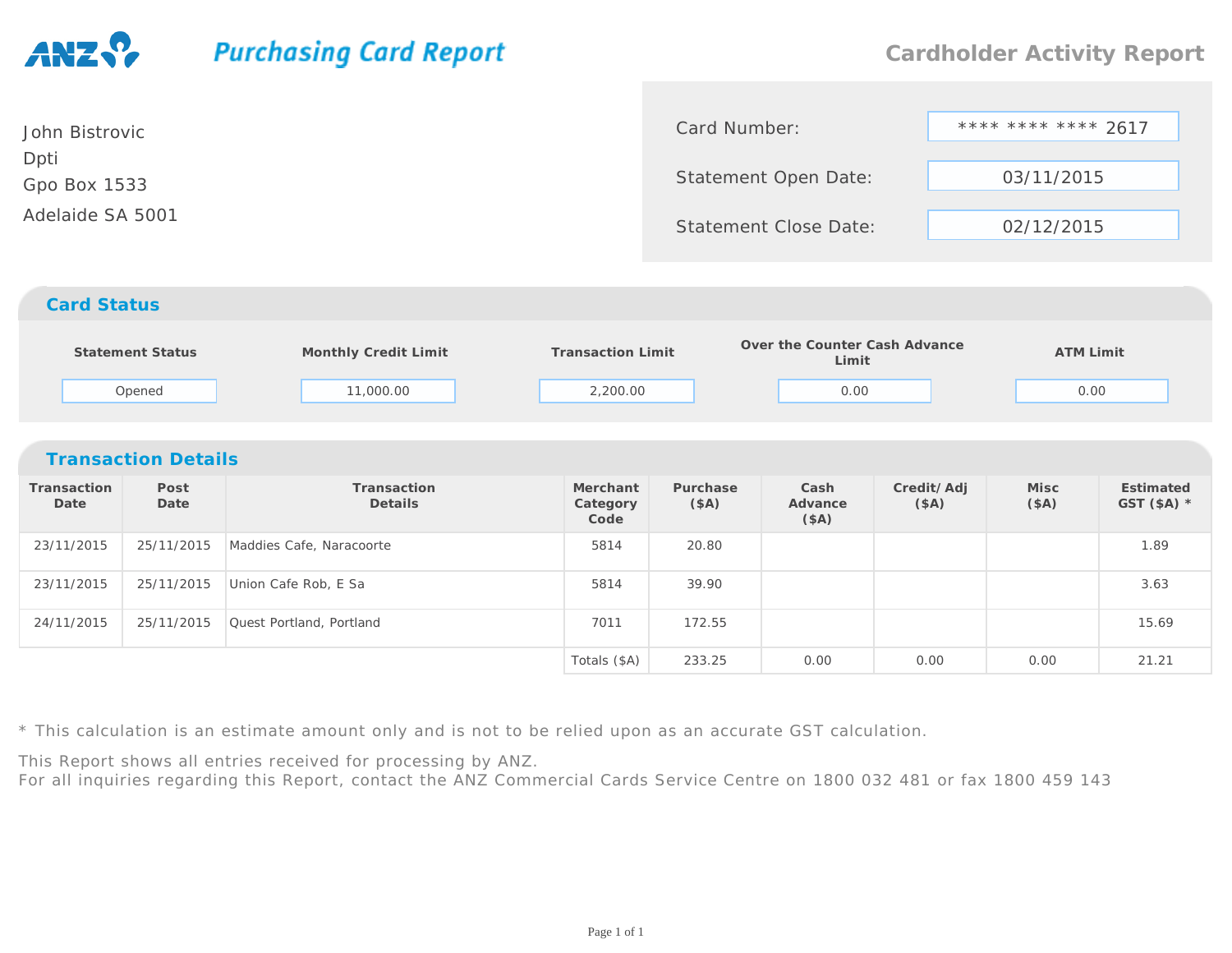ANZ **Purchasing Card Report**

# Cardholder Activity Report

John Bistrovic
Dpti
Gpo Box 1533
Adelaide SA 5001

| | |
|---|---|
| Card Number: | **** **** **** 2617 |
| Statement Open Date: | 03/11/2015 |
| Statement Close Date: | 02/12/2015 |

## Card Status

| Statement Status | Monthly Credit Limit | Transaction Limit | Over the Counter Cash Advance Limit | ATM Limit |
|---|---|---|---|---|
| Opened | 11,000.00 | 2,200.00 | 0.00 | 0.00 |

## Transaction Details

| Transaction Date | Post Date | Transaction Details | Merchant Category Code | Purchase ($A) | Cash Advance ($A) | Credit/ Adj ($A) | Misc ($A) | Estimated GST ($A) * |
|---|---|---|---|---|---|---|---|---|
| 23/11/2015 | 25/11/2015 | Maddies Cafe, Naracoorte | 5814 | 20.80 | | | | 1.89 |
| 23/11/2015 | 25/11/2015 | Union Cafe Rob, E Sa | 5814 | 39.90 | | | | 3.63 |
| 24/11/2015 | 25/11/2015 | Quest Portland, Portland | 7011 | 172.55 | | | | 15.69 |
| | | | Totals ($A) | 233.25 | 0.00 | 0.00 | 0.00 | 21.21 |

* This calculation is an estimate amount only and is not to be relied upon as an accurate GST calculation.

This Report shows all entries received for processing by ANZ.
For all inquiries regarding this Report, contact the ANZ Commercial Cards Service Centre on 1800 032 481 or fax 1800 459 143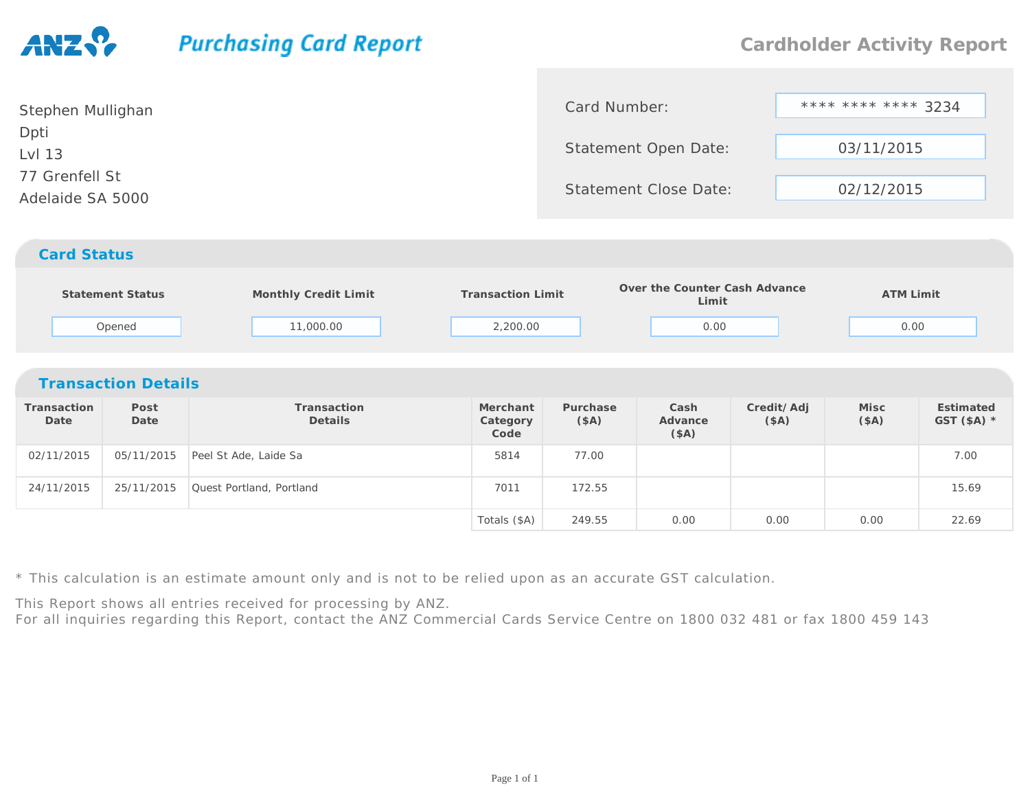ANZ **Purchasing Card Report** **Cardholder Activity Report**

Stephen Mullighan
Dpti
Lvl 13
77 Grenfell St
Adelaide SA 5000

| | |
|---|---|
| Card Number: | **** **** **** 3234 |
| Statement Open Date: | 03/11/2015 |
| Statement Close Date: | 02/12/2015 |

## Card Status

| Statement Status | Monthly Credit Limit | Transaction Limit | Over the Counter Cash Advance Limit | ATM Limit |
|---|---|---|---|---|
| Opened | 11,000.00 | 2,200.00 | 0.00 | 0.00 |

## Transaction Details

| Transaction Date | Post Date | Transaction Details | Merchant Category Code | Purchase ($A) | Cash Advance ($A) | Credit/ Adj ($A) | Misc ($A) | Estimated GST ($A) * |
|---|---|---|---|---|---|---|---|---|
| 02/11/2015 | 05/11/2015 | Peel St Ade, Laide Sa | 5814 | 77.00 | | | | 7.00 |
| 24/11/2015 | 25/11/2015 | Quest Portland, Portland | 7011 | 172.55 | | | | 15.69 |
| | | | Totals ($A) | 249.55 | 0.00 | 0.00 | 0.00 | 22.69 |

* This calculation is an estimate amount only and is not to be relied upon as an accurate GST calculation.

This Report shows all entries received for processing by ANZ.
For all inquiries regarding this Report, contact the ANZ Commercial Cards Service Centre on 1800 032 481 or fax 1800 459 143